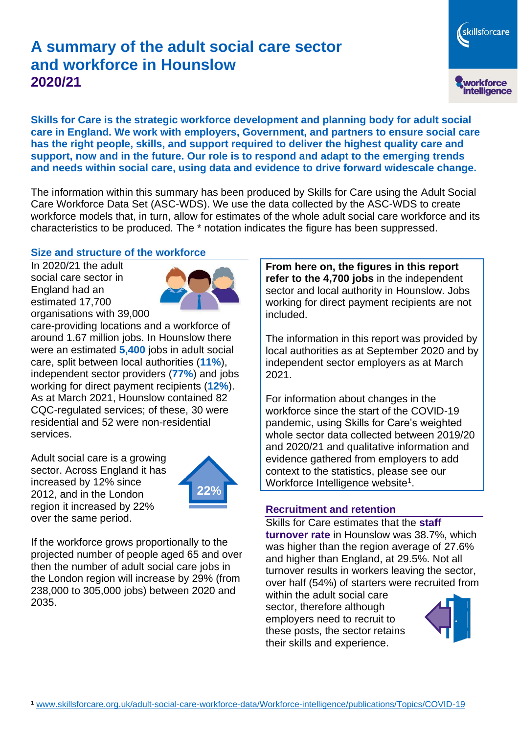# A summary of the adult social care sector and workforce in Hounslow
## 2020/21

**Skills for Care is the strategic workforce development and planning body for adult social care in England. We work with employers, Government, and partners to ensure social care has the right people, skills, and support required to deliver the highest quality care and support, now and in the future. Our role is to respond and adapt to the emerging trends and needs within social care, using data and evidence to drive forward widescale change.**

The information within this summary has been produced by Skills for Care using the Adult Social Care Workforce Data Set (ASC-WDS). We use the data collected by the ASC-WDS to create workforce models that, in turn, allow for estimates of the whole adult social care workforce and its characteristics to be produced. The * notation indicates the figure has been suppressed.

### Size and structure of the workforce

In 2020/21 the adult social care sector in England had an estimated 17,700 organisations with 39,000 care-providing locations and a workforce of around 1.67 million jobs. In Hounslow there were an estimated **5,400** jobs in adult social care, split between local authorities (**11%**), independent sector providers (**77%**) and jobs working for direct payment recipients (**12%**). As at March 2021, Hounslow contained 82 CQC-regulated services; of these, 30 were residential and 52 were non-residential services.

Adult social care is a growing sector. Across England it has increased by 12% since 2012, and in the London region it increased by 22% over the same period.

22%

If the workforce grows proportionally to the projected number of people aged 65 and over then the number of adult social care jobs in the London region will increase by 29% (from 238,000 to 305,000 jobs) between 2020 and 2035.

**From here on, the figures in this report refer to the 4,700 jobs** in the independent sector and local authority in Hounslow. Jobs working for direct payment recipients are not included.

The information in this report was provided by local authorities as at September 2020 and by independent sector employers as at March 2021.

For information about changes in the workforce since the start of the COVID-19 pandemic, using Skills for Care's weighted whole sector data collected between 2019/20 and 2020/21 and qualitative information and evidence gathered from employers to add context to the statistics, please see our Workforce Intelligence website[1].

### Recruitment and retention

Skills for Care estimates that the **staff turnover rate** in Hounslow was 38.7%, which was higher than the region average of 27.6% and higher than England, at 29.5%. Not all turnover results in workers leaving the sector, over half (54%) of starters were recruited from within the adult social care sector, therefore although employers need to recruit to these posts, the sector retains their skills and experience.

[1] www.skillsforcare.org.uk/adult-social-care-workforce-data/Workforce-intelligence/publications/Topics/COVID-19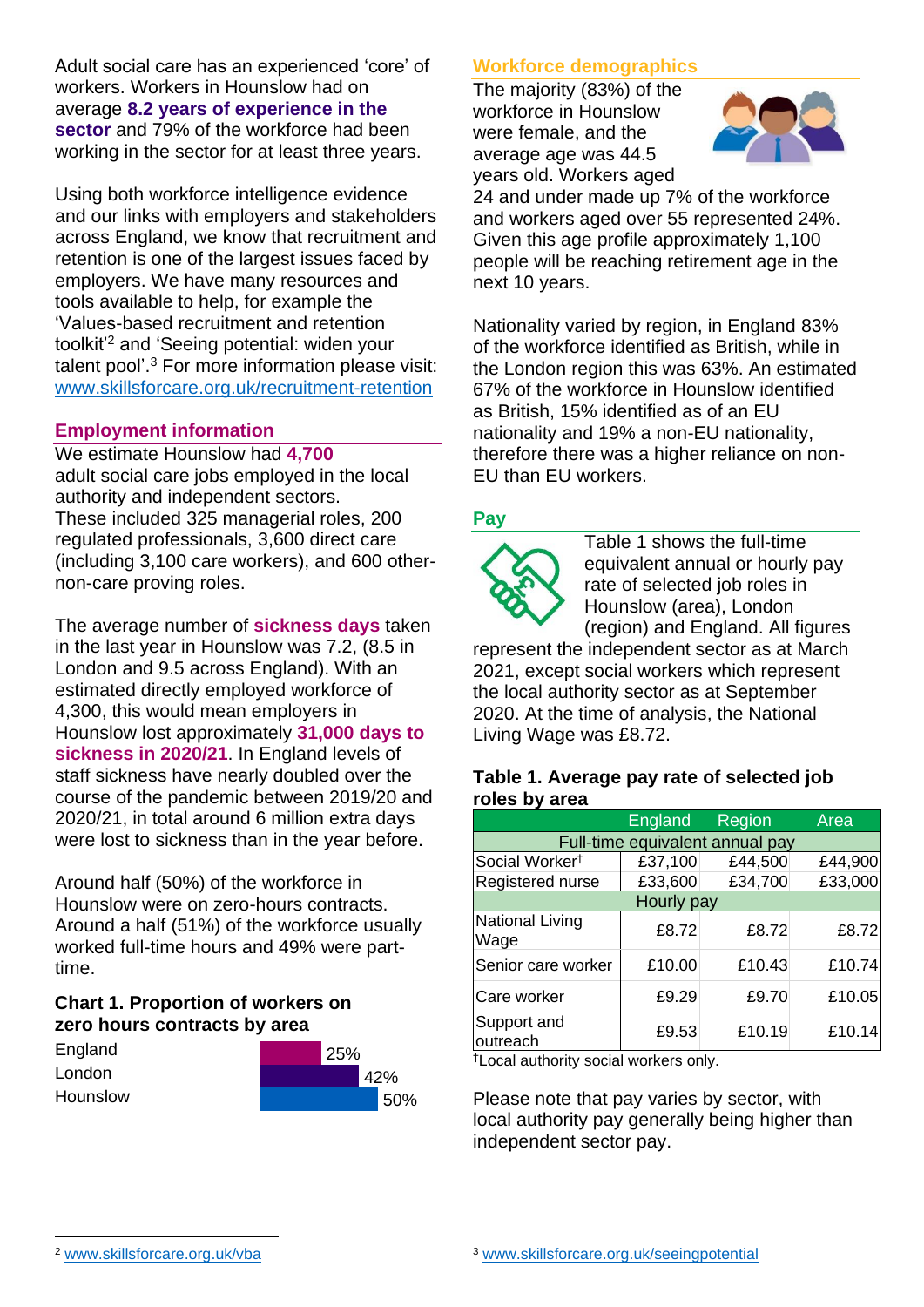Adult social care has an experienced 'core' of workers. Workers in Hounslow had on average **8.2 years of experience in the sector** and 79% of the workforce had been working in the sector for at least three years.

Using both workforce intelligence evidence and our links with employers and stakeholders across England, we know that recruitment and retention is one of the largest issues faced by employers. We have many resources and tools available to help, for example the 'Values-based recruitment and retention toolkit'[2] and 'Seeing potential: widen your talent pool'.[3] For more information please visit: www.skillsforcare.org.uk/recruitment-retention

## Employment information

We estimate Hounslow had **4,700** adult social care jobs employed in the local authority and independent sectors. These included 325 managerial roles, 200 regulated professionals, 3,600 direct care (including 3,100 care workers), and 600 other-non-care proving roles.

The average number of **sickness days** taken in the last year in Hounslow was 7.2, (8.5 in London and 9.5 across England). With an estimated directly employed workforce of 4,300, this would mean employers in Hounslow lost approximately **31,000 days to sickness in 2020/21**. In England levels of staff sickness have nearly doubled over the course of the pandemic between 2019/20 and 2020/21, in total around 6 million extra days were lost to sickness than in the year before.

Around half (50%) of the workforce in Hounslow were on zero-hours contracts. Around a half (51%) of the workforce usually worked full-time hours and 49% were part-time.

### Chart 1. Proportion of workers on zero hours contracts by area

| Area | Proportion |
|---|---|
| England | 25% |
| London | 42% |
| Hounslow | 50% |

## Workforce demographics

The majority (83%) of the workforce in Hounslow were female, and the average age was 44.5 years old. Workers aged 24 and under made up 7% of the workforce and workers aged over 55 represented 24%. Given this age profile approximately 1,100 people will be reaching retirement age in the next 10 years.

Nationality varied by region, in England 83% of the workforce identified as British, while in the London region this was 63%. An estimated 67% of the workforce in Hounslow identified as British, 15% identified as of an EU nationality and 19% a non-EU nationality, therefore there was a higher reliance on non-EU than EU workers.

## Pay

Table 1 shows the full-time equivalent annual or hourly pay rate of selected job roles in Hounslow (area), London (region) and England. All figures represent the independent sector as at March 2021, except social workers which represent the local authority sector as at September 2020. At the time of analysis, the National Living Wage was £8.72.

### Table 1. Average pay rate of selected job roles by area

| | England | Region | Area |
|---|---|---|---|
| **Full-time equivalent annual pay** | | | |
| Social Worker† | £37,100 | £44,500 | £44,900 |
| Registered nurse | £33,600 | £34,700 | £33,000 |
| **Hourly pay** | | | |
| National Living Wage | £8.72 | £8.72 | £8.72 |
| Senior care worker | £10.00 | £10.43 | £10.74 |
| Care worker | £9.29 | £9.70 | £10.05 |
| Support and outreach | £9.53 | £10.19 | £10.14 |

†Local authority social workers only.

Please note that pay varies by sector, with local authority pay generally being higher than independent sector pay.

[2] www.skillsforcare.org.uk/vba

[3] www.skillsforcare.org.uk/seeingpotential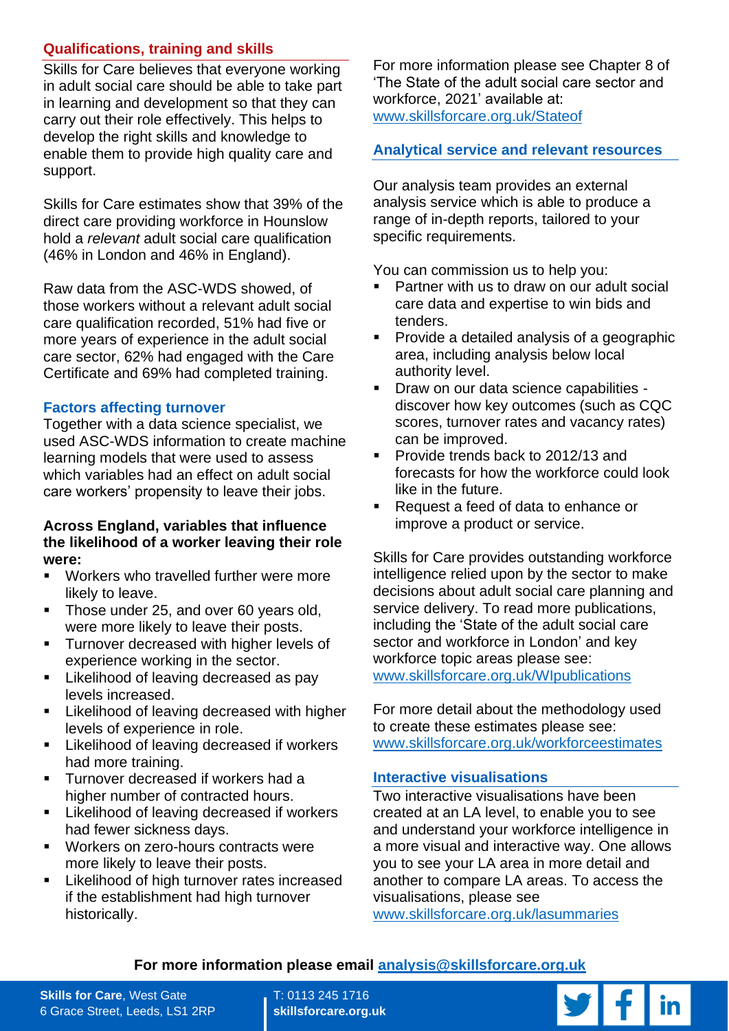## Qualifications, training and skills

Skills for Care believes that everyone working in adult social care should be able to take part in learning and development so that they can carry out their role effectively. This helps to develop the right skills and knowledge to enable them to provide high quality care and support.

Skills for Care estimates show that 39% of the direct care providing workforce in Hounslow hold a *relevant* adult social care qualification (46% in London and 46% in England).

Raw data from the ASC-WDS showed, of those workers without a relevant adult social care qualification recorded, 51% had five or more years of experience in the adult social care sector, 62% had engaged with the Care Certificate and 69% had completed training.

## Factors affecting turnover

Together with a data science specialist, we used ASC-WDS information to create machine learning models that were used to assess which variables had an effect on adult social care workers' propensity to leave their jobs.

**Across England, variables that influence the likelihood of a worker leaving their role were:**

- Workers who travelled further were more likely to leave.
- Those under 25, and over 60 years old, were more likely to leave their posts.
- Turnover decreased with higher levels of experience working in the sector.
- Likelihood of leaving decreased as pay levels increased.
- Likelihood of leaving decreased with higher levels of experience in role.
- Likelihood of leaving decreased if workers had more training.
- Turnover decreased if workers had a higher number of contracted hours.
- Likelihood of leaving decreased if workers had fewer sickness days.
- Workers on zero-hours contracts were more likely to leave their posts.
- Likelihood of high turnover rates increased if the establishment had high turnover historically.

For more information please see Chapter 8 of 'The State of the adult social care sector and workforce, 2021' available at: www.skillsforcare.org.uk/Stateof

## Analytical service and relevant resources

Our analysis team provides an external analysis service which is able to produce a range of in-depth reports, tailored to your specific requirements.

You can commission us to help you:

- Partner with us to draw on our adult social care data and expertise to win bids and tenders.
- Provide a detailed analysis of a geographic area, including analysis below local authority level.
- Draw on our data science capabilities - discover how key outcomes (such as CQC scores, turnover rates and vacancy rates) can be improved.
- Provide trends back to 2012/13 and forecasts for how the workforce could look like in the future.
- Request a feed of data to enhance or improve a product or service.

Skills for Care provides outstanding workforce intelligence relied upon by the sector to make decisions about adult social care planning and service delivery. To read more publications, including the 'State of the adult social care sector and workforce in London' and key workforce topic areas please see: www.skillsforcare.org.uk/WIpublications

For more detail about the methodology used to create these estimates please see: www.skillsforcare.org.uk/workforceestimates

## Interactive visualisations

Two interactive visualisations have been created at an LA level, to enable you to see and understand your workforce intelligence in a more visual and interactive way. One allows you to see your LA area in more detail and another to compare LA areas. To access the visualisations, please see www.skillsforcare.org.uk/lasummaries

**For more information please email analysis@skillsforcare.org.uk**

**Skills for Care**, West Gate
6 Grace Street, Leeds, LS1 2RP

T: 0113 245 1716
**skillsforcare.org.uk**